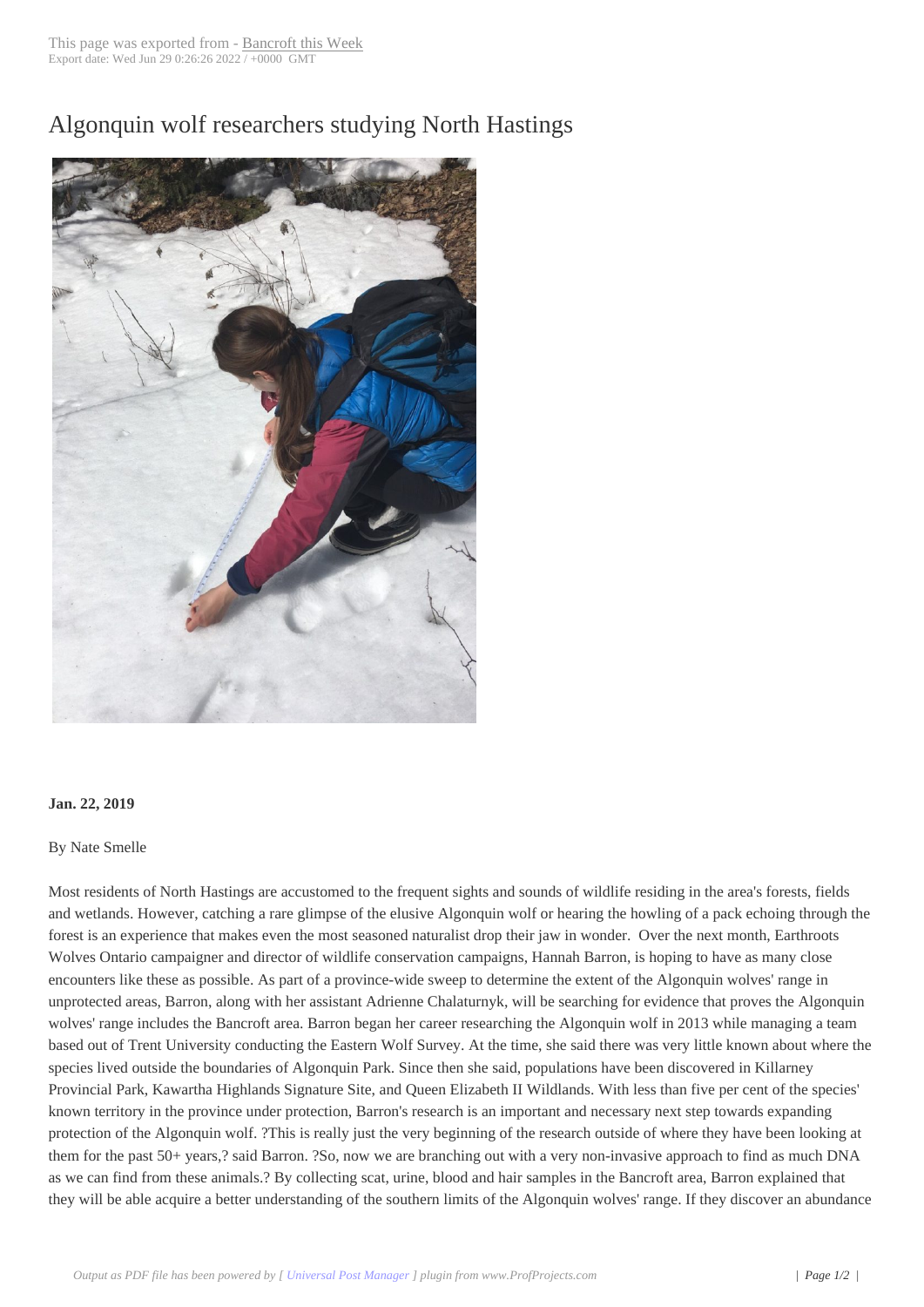# Algonquin wolf researchers studying North Hastings

**Jan. 22, 2019**

By Nate Smelle

Most residents of North Hastings are accustomed to the frequent sights and sounds of wildlife residing in the area's forests, fields and wetlands. However, catching a rare glimpse of the elusive Algonquin wolf or hearing the howling of a pack echoing through the forest is an experience that makes even the most seasoned naturalist drop their jaw in wonder. Over the next month, Earthroots Wolves Ontario campaigner and director of wildlife conservation campaigns, Hannah Barron, is hoping to have as many close encounters like these as possible. As part of a province-wide sweep to determine the extent of the Algonquin wolves' range in unprotected areas, Barron, along with her assistant Adrienne Chalaturnyk, will be searching for evidence that proves the Algonquin wolves' range includes the Bancroft area. Barron began her career researching the Algonquin wolf in 2013 while managing a team based out of Trent University conducting the Eastern Wolf Survey. At the time, she said there was very little known about where the species lived outside the boundaries of Algonquin Park. Since then she said, populations have been discovered in Killarney Provincial Park, Kawartha Highlands Signature Site, and Queen Elizabeth II Wildlands. With less than five per cent of the species' known territory in the province under protection, Barron's research is an important and necessary next step towards expanding protection of the Algonquin wolf. ?This is really just the very beginning of the research outside of where they have been looking at them for the past 50+ years,? said Barron. ?So, now we are branching out with a very non-invasive approach to find as much DNA as we can find from these animals.? By collecting scat, urine, blood and hair samples in the Bancroft area, Barron explained that they will be able acquire a better understanding of the southern limits of the Algonquin wolves' range. If they discover an abundance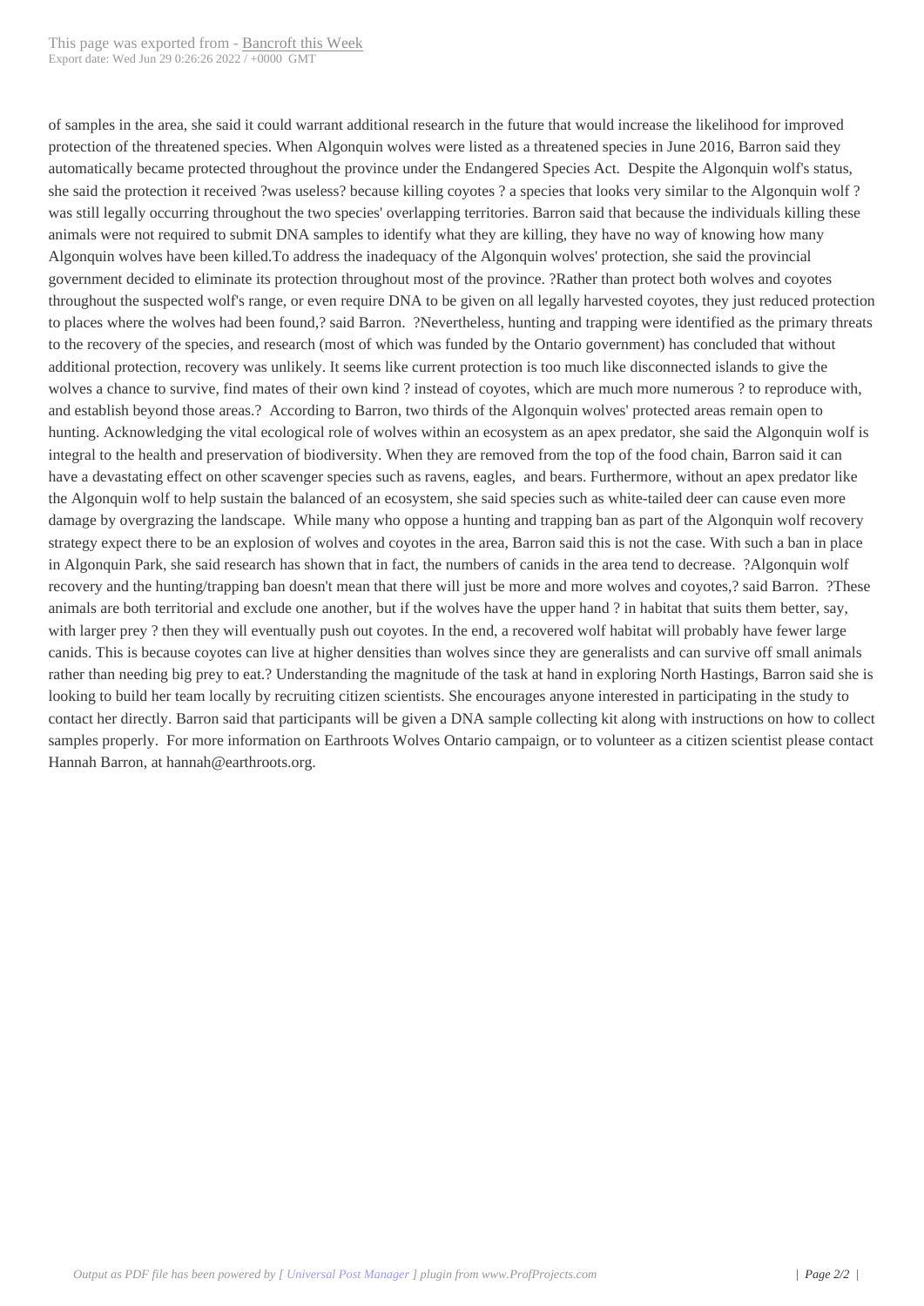of samples in the area, she said it could warrant additional research in the future that would increase the likelihood for improved protection of the threatened species. When Algonquin wolves were listed as a threatened species in June 2016, Barron said they automatically became protected throughout the province under the Endangered Species Act. Despite the Algonquin wolf's status, she said the protection it received ?was useless? because killing coyotes ? a species that looks very similar to the Algonquin wolf ? was still legally occurring throughout the two species' overlapping territories. Barron said that because the individuals killing these animals were not required to submit DNA samples to identify what they are killing, they have no way of knowing how many Algonquin wolves have been killed.To address the inadequacy of the Algonquin wolves' protection, she said the provincial government decided to eliminate its protection throughout most of the province. ?Rather than protect both wolves and coyotes throughout the suspected wolf's range, or even require DNA to be given on all legally harvested coyotes, they just reduced protection to places where the wolves had been found,? said Barron. ?Nevertheless, hunting and trapping were identified as the primary threats to the recovery of the species, and research (most of which was funded by the Ontario government) has concluded that without additional protection, recovery was unlikely. It seems like current protection is too much like disconnected islands to give the wolves a chance to survive, find mates of their own kind ? instead of coyotes, which are much more numerous ? to reproduce with, and establish beyond those areas.? According to Barron, two thirds of the Algonquin wolves' protected areas remain open to hunting. Acknowledging the vital ecological role of wolves within an ecosystem as an apex predator, she said the Algonquin wolf is integral to the health and preservation of biodiversity. When they are removed from the top of the food chain, Barron said it can have a devastating effect on other scavenger species such as ravens, eagles, and bears. Furthermore, without an apex predator like the Algonquin wolf to help sustain the balanced of an ecosystem, she said species such as white-tailed deer can cause even more damage by overgrazing the landscape. While many who oppose a hunting and trapping ban as part of the Algonquin wolf recovery strategy expect there to be an explosion of wolves and coyotes in the area, Barron said this is not the case. With such a ban in place in Algonquin Park, she said research has shown that in fact, the numbers of canids in the area tend to decrease. ?Algonquin wolf recovery and the hunting/trapping ban doesn't mean that there will just be more and more wolves and coyotes,? said Barron. ?These animals are both territorial and exclude one another, but if the wolves have the upper hand ? in habitat that suits them better, say, with larger prey ? then they will eventually push out coyotes. In the end, a recovered wolf habitat will probably have fewer large canids. This is because coyotes can live at higher densities than wolves since they are generalists and can survive off small animals rather than needing big prey to eat.? Understanding the magnitude of the task at hand in exploring North Hastings, Barron said she is looking to build her team locally by recruiting citizen scientists. She encourages anyone interested in participating in the study to contact her directly. Barron said that participants will be given a DNA sample collecting kit along with instructions on how to collect samples properly. For more information on Earthroots Wolves Ontario campaign, or to volunteer as a citizen scientist please contact Hannah Barron, at hannah@earthroots.org.